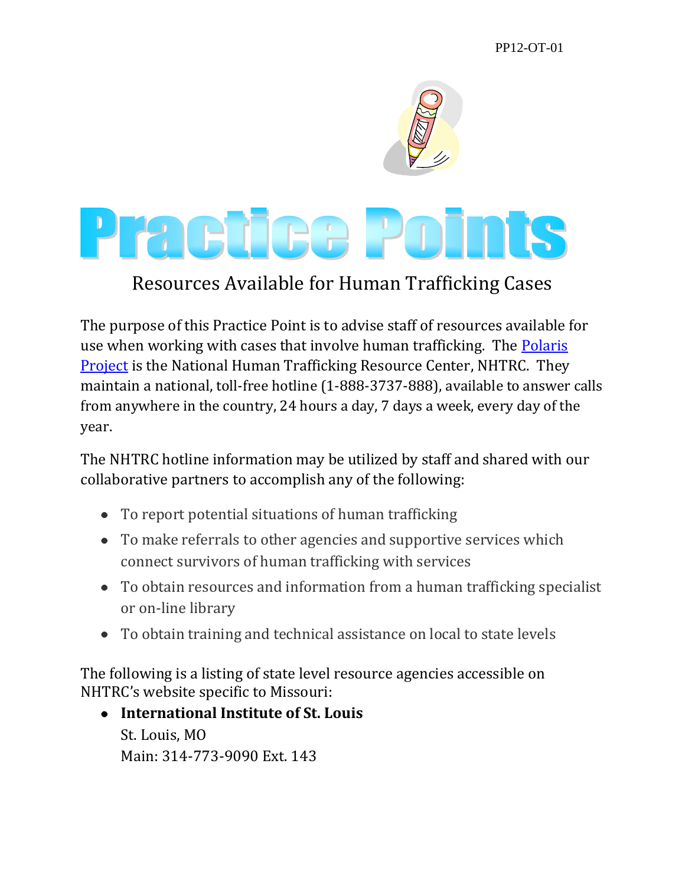PP12-OT-01

# Practice Points

## Resources Available for Human Trafficking Cases

The purpose of this Practice Point is to advise staff of resources available for use when working with cases that involve human trafficking. The Polaris Project is the National Human Trafficking Resource Center, NHTRC. They maintain a national, toll-free hotline (1-888-3737-888), available to answer calls from anywhere in the country, 24 hours a day, 7 days a week, every day of the year.

The NHTRC hotline information may be utilized by staff and shared with our collaborative partners to accomplish any of the following:

- To report potential situations of human trafficking
- To make referrals to other agencies and supportive services which connect survivors of human trafficking with services
- To obtain resources and information from a human trafficking specialist or on-line library
- To obtain training and technical assistance on local to state levels

The following is a listing of state level resource agencies accessible on NHTRC's website specific to Missouri:

- **International Institute of St. Louis**
  St. Louis, MO
  Main: 314-773-9090 Ext. 143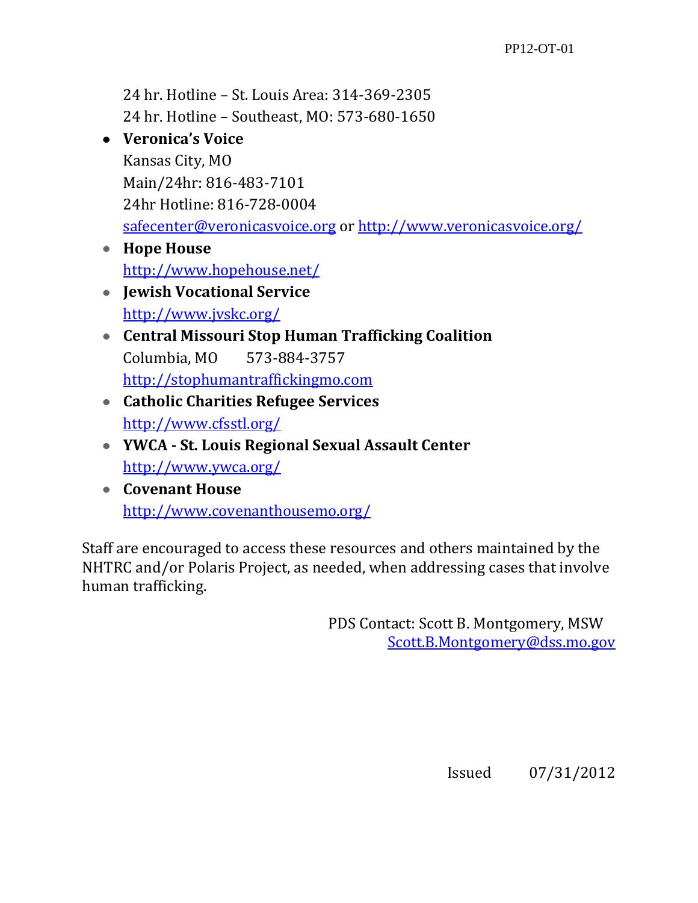24 hr. Hotline – St. Louis Area: 314-369-2305
24 hr. Hotline – Southeast, MO: 573-680-1650

- **Veronica's Voice**
  Kansas City, MO
  Main/24hr: 816-483-7101
  24hr Hotline: 816-728-0004
  safecenter@veronicasvoice.org or http://www.veronicasvoice.org/
- **Hope House**
  http://www.hopehouse.net/
- **Jewish Vocational Service**
  http://www.jvskc.org/
- **Central Missouri Stop Human Trafficking Coalition**
  Columbia, MO 573-884-3757
  http://stophumantraffickingmo.com
- **Catholic Charities Refugee Services**
  http://www.cfsstl.org/
- **YWCA - St. Louis Regional Sexual Assault Center**
  http://www.ywca.org/
- **Covenant House**
  http://www.covenanthousemo.org/

Staff are encouraged to access these resources and others maintained by the NHTRC and/or Polaris Project, as needed, when addressing cases that involve human trafficking.

PDS Contact: Scott B. Montgomery, MSW
Scott.B.Montgomery@dss.mo.gov

Issued 07/31/2012